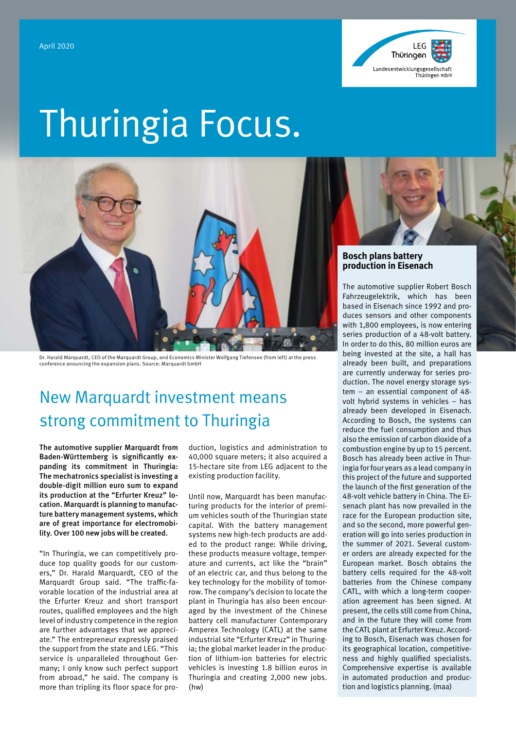April 2020

LEG Thüringen
Landesentwicklungsgesellschaft Thüringen mbH

# Thuringia Focus.

Dr. Harald Marquardt, CEO of the Marquardt Group, and Economics Minister Wolfgang Tiefensee (from left) at the press conference anouncing the expansion plans. Source: Marquardt GmbH

## New Marquardt investment means strong commitment to Thuringia

**The automotive supplier Marquardt from Baden-Württemberg is significantly expanding its commitment in Thuringia: The mechatronics specialist is investing a double-digit million euro sum to expand its production at the "Erfurter Kreuz" location. Marquardt is planning to manufacture battery management systems, which are of great importance for electromobility. Over 100 new jobs will be created.**

"In Thuringia, we can competitively produce top quality goods for our customers," Dr. Harald Marquardt, CEO of the Marquardt Group said. "The traffic-favorable location of the industrial area at the Erfurter Kreuz and short transport routes, qualified employees and the high level of industry competence in the region are further advantages that we appreciate." The entrepreneur expressly praised the support from the state and LEG. "This service is unparalleled throughout Germany; I only know such perfect support from abroad," he said. The company is more than tripling its floor space for production, logistics and administration to 40,000 square meters; it also acquired a 15-hectare site from LEG adjacent to the existing production facility.

Until now, Marquardt has been manufacturing products for the interior of premium vehicles south of the Thuringian state capital. With the battery management systems new high-tech products are added to the product range: While driving, these products measure voltage, temperature and currents, act like the "brain" of an electric car, and thus belong to the key technology for the mobility of tomorrow. The company's decision to locate the plant in Thuringia has also been encouraged by the investment of the Chinese battery cell manufacturer Contemporary Amperex Technology (CATL) at the same industrial site "Erfurter Kreuz" in Thuringia; the global market leader in the production of lithium-ion batteries for electric vehicles is investing 1.8 billion euros in Thuringia and creating 2,000 new jobs. (hw)

### Bosch plans battery production in Eisenach

The automotive supplier Robert Bosch Fahrzeugelektrik, which has been based in Eisenach since 1992 and produces sensors and other components with 1,800 employees, is now entering series production of a 48-volt battery. In order to do this, 80 million euros are being invested at the site, a hall has already been built, and preparations are currently underway for series production. The novel energy storage system – an essential component of 48-volt hybrid systems in vehicles – has already been developed in Eisenach. According to Bosch, the systems can reduce the fuel consumption and thus also the emission of carbon dioxide of a combustion engine by up to 15 percent. Bosch has already been active in Thuringia for four years as a lead company in this project of the future and supported the launch of the first generation of the 48-volt vehicle battery in China. The Eisenach plant has now prevailed in the race for the European production site, and so the second, more powerful generation will go into series production in the summer of 2021. Several customer orders are already expected for the European market. Bosch obtains the battery cells required for the 48-volt batteries from the Chinese company CATL, with which a long-term cooperation agreement has been signed. At present, the cells still come from China, and in the future they will come from the CATL plant at Erfurter Kreuz. According to Bosch, Eisenach was chosen for its geographical location, competitiveness and highly qualified specialists. Comprehensive expertise is available in automated production and production and logistics planning. (maa)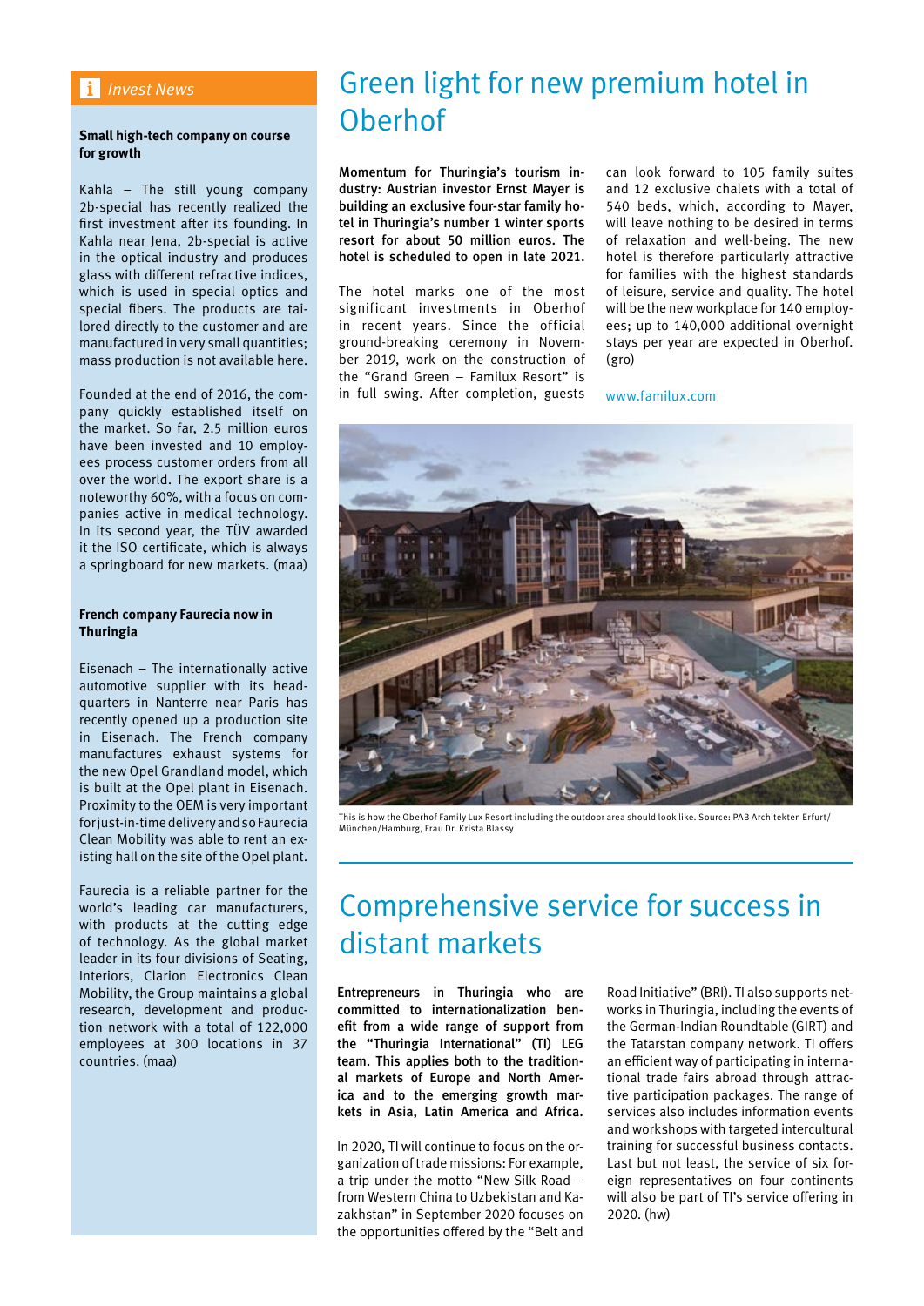*Invest News*

**Small high-tech company on course for growth**

Kahla – The still young company 2b-special has recently realized the first investment after its founding. In Kahla near Jena, 2b-special is active in the optical industry and produces glass with different refractive indices, which is used in special optics and special fibers. The products are tailored directly to the customer and are manufactured in very small quantities; mass production is not available here.

Founded at the end of 2016, the company quickly established itself on the market. So far, 2.5 million euros have been invested and 10 employees process customer orders from all over the world. The export share is a noteworthy 60%, with a focus on companies active in medical technology. In its second year, the TÜV awarded it the ISO certificate, which is always a springboard for new markets. (maa)

**French company Faurecia now in Thuringia**

Eisenach – The internationally active automotive supplier with its headquarters in Nanterre near Paris has recently opened up a production site in Eisenach. The French company manufactures exhaust systems for the new Opel Grandland model, which is built at the Opel plant in Eisenach. Proximity to the OEM is very important for just-in-time delivery and so Faurecia Clean Mobility was able to rent an existing hall on the site of the Opel plant.

Faurecia is a reliable partner for the world's leading car manufacturers, with products at the cutting edge of technology. As the global market leader in its four divisions of Seating, Interiors, Clarion Electronics Clean Mobility, the Group maintains a global research, development and production network with a total of 122,000 employees at 300 locations in 37 countries. (maa)

# Green light for new premium hotel in Oberhof

**Momentum for Thuringia's tourism industry: Austrian investor Ernst Mayer is building an exclusive four-star family hotel in Thuringia's number 1 winter sports resort for about 50 million euros. The hotel is scheduled to open in late 2021.**

The hotel marks one of the most significant investments in Oberhof in recent years. Since the official ground-breaking ceremony in November 2019, work on the construction of the "Grand Green – Familux Resort" is in full swing. After completion, guests can look forward to 105 family suites and 12 exclusive chalets with a total of 540 beds, which, according to Mayer, will leave nothing to be desired in terms of relaxation and well-being. The new hotel is therefore particularly attractive for families with the highest standards of leisure, service and quality. The hotel will be the new workplace for 140 employees; up to 140,000 additional overnight stays per year are expected in Oberhof. (gro)

www.familux.com

This is how the Oberhof Family Lux Resort including the outdoor area should look like. Source: PAB Architekten Erfurt/München/Hamburg, Frau Dr. Krista Blassy

# Comprehensive service for success in distant markets

**Entrepreneurs in Thuringia who are committed to internationalization benefit from a wide range of support from the "Thuringia International" (TI) LEG team. This applies both to the traditional markets of Europe and North America and to the emerging growth markets in Asia, Latin America and Africa.**

In 2020, TI will continue to focus on the organization of trade missions: For example, a trip under the motto "New Silk Road – from Western China to Uzbekistan and Kazakhstan" in September 2020 focuses on the opportunities offered by the "Belt and Road Initiative" (BRI). TI also supports networks in Thuringia, including the events of the German-Indian Roundtable (GIRT) and the Tatarstan company network. TI offers an efficient way of participating in international trade fairs abroad through attractive participation packages. The range of services also includes information events and workshops with targeted intercultural training for successful business contacts. Last but not least, the service of six foreign representatives on four continents will also be part of TI's service offering in 2020. (hw)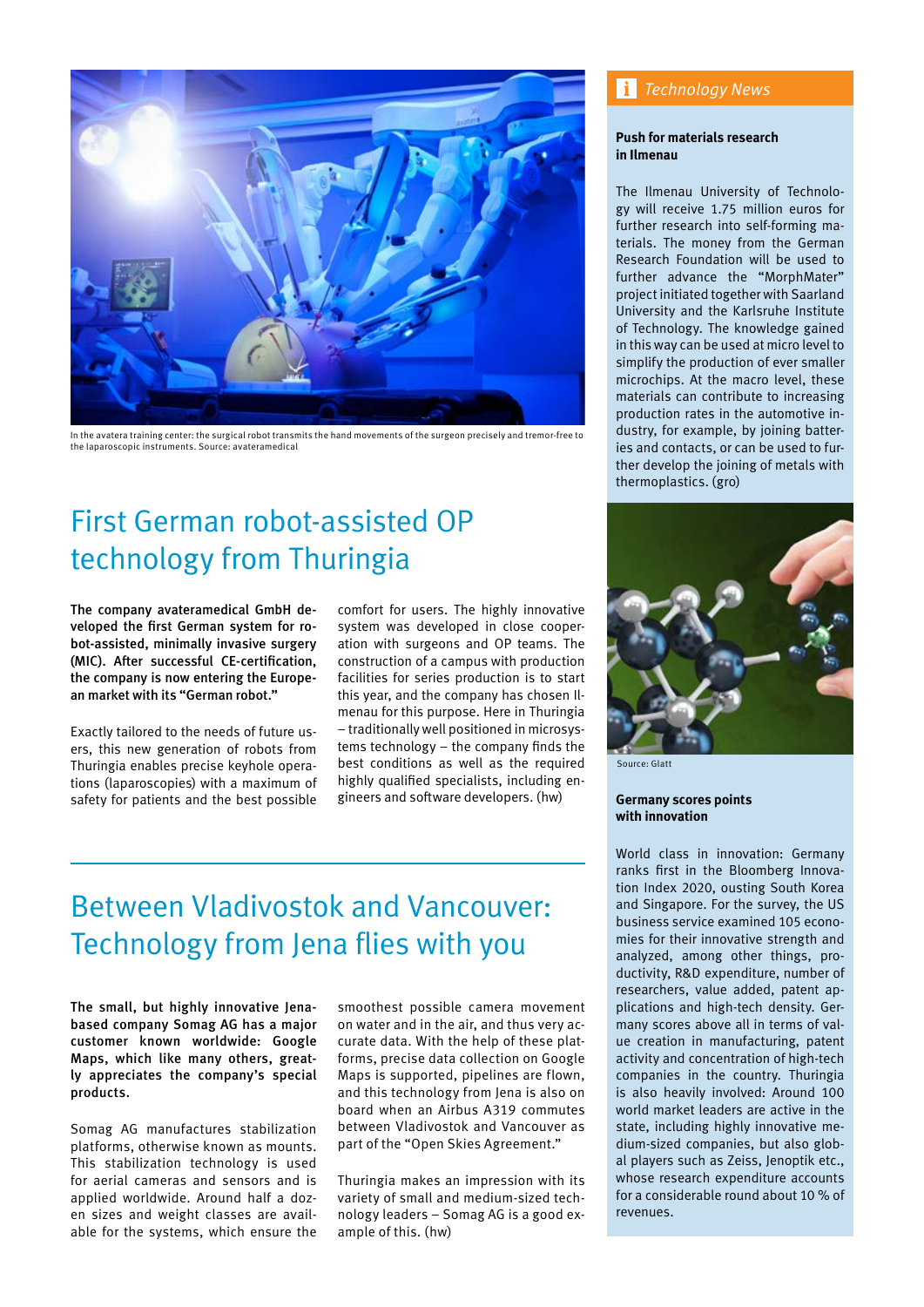In the avatera training center: the surgical robot transmits the hand movements of the surgeon precisely and tremor-free to the laparoscopic instruments. Source: avateramedical

# First German robot-assisted OP technology from Thuringia

**The company avateramedical GmbH developed the first German system for robot-assisted, minimally invasive surgery (MIC). After successful CE-certification, the company is now entering the European market with its "German robot."**

Exactly tailored to the needs of future users, this new generation of robots from Thuringia enables precise keyhole operations (laparoscopies) with a maximum of safety for patients and the best possible comfort for users. The highly innovative system was developed in close cooperation with surgeons and OP teams. The construction of a campus with production facilities for series production is to start this year, and the company has chosen Ilmenau for this purpose. Here in Thuringia – traditionally well positioned in microsystems technology – the company finds the best conditions as well as the required highly qualified specialists, including engineers and software developers. (hw)

# Between Vladivostok and Vancouver: Technology from Jena flies with you

**The small, but highly innovative Jena-based company Somag AG has a major customer known worldwide: Google Maps, which like many others, greatly appreciates the company's special products.**

Somag AG manufactures stabilization platforms, otherwise known as mounts. This stabilization technology is used for aerial cameras and sensors and is applied worldwide. Around half a dozen sizes and weight classes are available for the systems, which ensure the smoothest possible camera movement on water and in the air, and thus very accurate data. With the help of these platforms, precise data collection on Google Maps is supported, pipelines are flown, and this technology from Jena is also on board when an Airbus A319 commutes between Vladivostok and Vancouver as part of the "Open Skies Agreement."

Thuringia makes an impression with its variety of small and medium-sized technology leaders – Somag AG is a good example of this. (hw)

## *Technology News*

**Push for materials research in Ilmenau**

The Ilmenau University of Technology will receive 1.75 million euros for further research into self-forming materials. The money from the German Research Foundation will be used to further advance the "MorphMater" project initiated together with Saarland University and the Karlsruhe Institute of Technology. The knowledge gained in this way can be used at micro level to simplify the production of ever smaller microchips. At the macro level, these materials can contribute to increasing production rates in the automotive industry, for example, by joining batteries and contacts, or can be used to further develop the joining of metals with thermoplastics. (gro)

Source: Glatt

**Germany scores points with innovation**

World class in innovation: Germany ranks first in the Bloomberg Innovation Index 2020, ousting South Korea and Singapore. For the survey, the US business service examined 105 economies for their innovative strength and analyzed, among other things, productivity, R&D expenditure, number of researchers, value added, patent applications and high-tech density. Germany scores above all in terms of value creation in manufacturing, patent activity and concentration of high-tech companies in the country. Thuringia is also heavily involved: Around 100 world market leaders are active in the state, including highly innovative medium-sized companies, but also global players such as Zeiss, Jenoptik etc., whose research expenditure accounts for a considerable round about 10 % of revenues.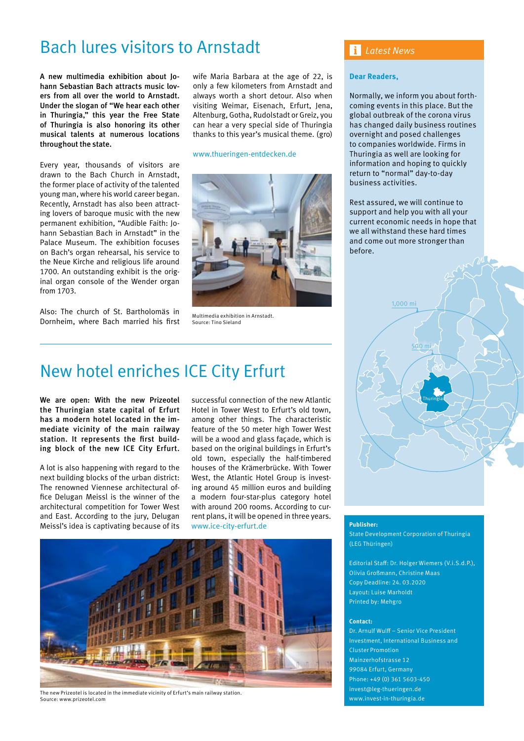# Bach lures visitors to Arnstadt

**A new multimedia exhibition about Johann Sebastian Bach attracts music lovers from all over the world to Arnstadt. Under the slogan of "We hear each other in Thuringia," this year the Free State of Thuringia is also honoring its other musical talents at numerous locations throughout the state.**

Every year, thousands of visitors are drawn to the Bach Church in Arnstadt, the former place of activity of the talented young man, where his world career began. Recently, Arnstadt has also been attracting lovers of baroque music with the new permanent exhibition, "Audible Faith: Johann Sebastian Bach in Arnstadt" in the Palace Museum. The exhibition focuses on Bach's organ rehearsal, his service to the Neue Kirche and religious life around 1700. An outstanding exhibit is the original organ console of the Wender organ from 1703.

Also: The church of St. Bartholomäs in Dornheim, where Bach married his first wife Maria Barbara at the age of 22, is only a few kilometers from Arnstadt and always worth a short detour. Also when visiting Weimar, Eisenach, Erfurt, Jena, Altenburg, Gotha, Rudolstadt or Greiz, you can hear a very special side of Thuringia thanks to this year's musical theme. (gro)

www.thueringen-entdecken.de

Multimedia exhibition in Arnstadt.
Source: Tino Sieland

# New hotel enriches ICE City Erfurt

**We are open: With the new Prizeotel the Thuringian state capital of Erfurt has a modern hotel located in the immediate vicinity of the main railway station. It represents the first building block of the new ICE City Erfurt.**

A lot is also happening with regard to the next building blocks of the urban district: The renowned Viennese architectural office Delugan Meissl is the winner of the architectural competition for Tower West and East. According to the jury, Delugan Meissl's idea is captivating because of its successful connection of the new Atlantic Hotel in Tower West to Erfurt's old town, among other things. The characteristic feature of the 50 meter high Tower West will be a wood and glass façade, which is based on the original buildings in Erfurt's old town, especially the half-timbered houses of the Krämerbrücke. With Tower West, the Atlantic Hotel Group is investing around 45 million euros and building a modern four-star-plus category hotel with around 200 rooms. According to current plans, it will be opened in three years.
www.ice-city-erfurt.de

The new Prizeotel is located in the immediate vicinity of Erfurt's main railway station.
Source: www.prizeotel.com

## Latest News

**Dear Readers,**

Normally, we inform you about forthcoming events in this place. But the global outbreak of the corona virus has changed daily business routines overnight and posed challenges to companies worldwide. Firms in Thuringia as well are looking for information and hoping to quickly return to "normal" day-to-day business activities.

Rest assured, we will continue to support and help you with all your current economic needs in hope that we all withstand these hard times and come out more stronger than before.

1,000 mi
500 mi
Thuringia

**Publisher:**
State Development Corporation of Thuringia (LEG Thüringen)

Editorial Staff: Dr. Holger Wiemers (V.i.S.d.P.), Olivia Großmann, Christine Maas
Copy Deadline: 24. 03.2020
Layout: Luise Marholdt
Printed by: Mehgro

**Contact:**
Dr. Arnulf Wulff – Senior Vice President Investment, International Business and Cluster Promotion
Mainzerhofstrasse 12
99084 Erfurt, Germany
Phone: +49 (0) 361 5603-450
invest@leg-thueringen.de
www.invest-in-thuringia.de